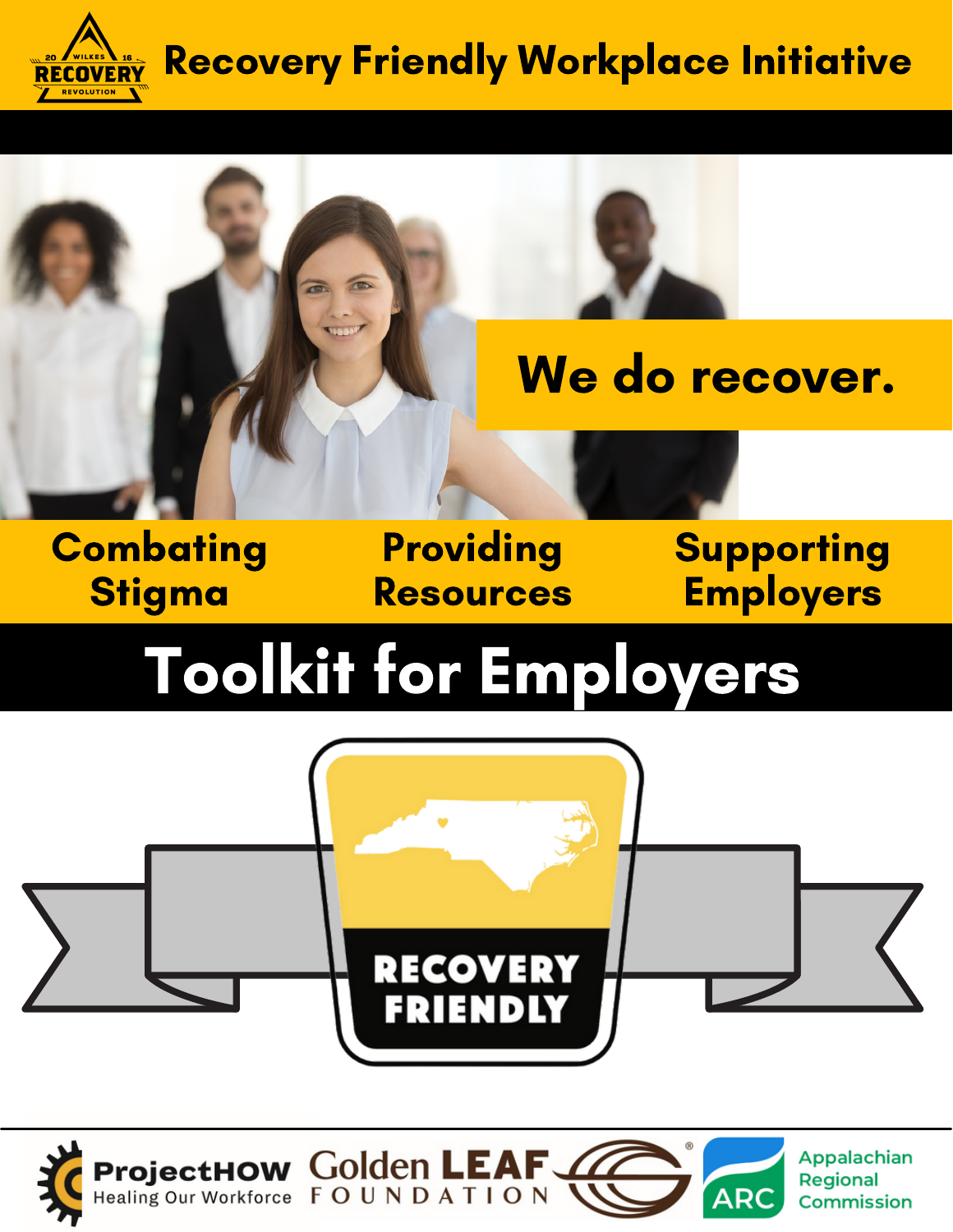# Recovery Friendly Workplace Initiative

20 WILKES 16 RECOVERY REVOLUTION

**We do recover.**

**Combating Stigma** | **Providing Resources** | **Supporting Employers**

# Toolkit for Employers

RECOVERY FRIENDLY

ProjectHOW Healing Our Workforce

Golden LEAF FOUNDATION

ARC Appalachian Regional Commission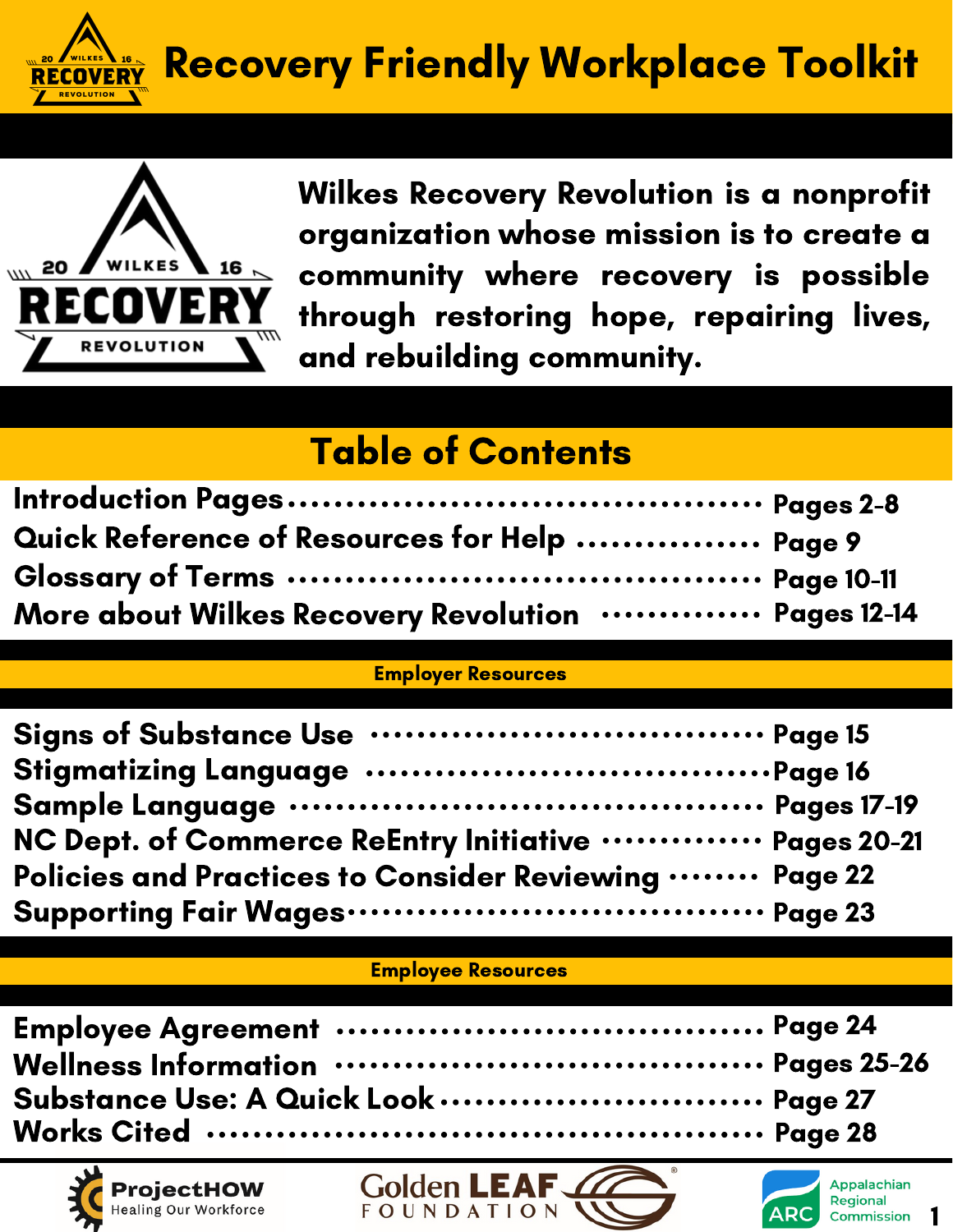# Recovery Friendly Workplace Toolkit

**Wilkes Recovery Revolution is a nonprofit organization whose mission is to create a community where recovery is possible through restoring hope, repairing lives, and rebuilding community.**

## Table of Contents

Introduction Pages .......... Pages 2-8
Quick Reference of Resources for Help .......... Page 9
Glossary of Terms .......... Page 10-11
More about Wilkes Recovery Revolution .......... Pages 12-14

### Employer Resources

Signs of Substance Use .......... Page 15
Stigmatizing Language .......... Page 16
Sample Language .......... Pages 17-19
NC Dept. of Commerce ReEntry Initiative .......... Pages 20-21
Policies and Practices to Consider Reviewing .......... Page 22
Supporting Fair Wages .......... Page 23

### Employee Resources

Employee Agreement .......... Page 24
Wellness Information .......... Pages 25-26
Substance Use: A Quick Look .......... Page 27
Works Cited .......... Page 28

ProjectHOW Healing Our Workforce | Golden LEAF Foundation | ARC Appalachian Regional Commission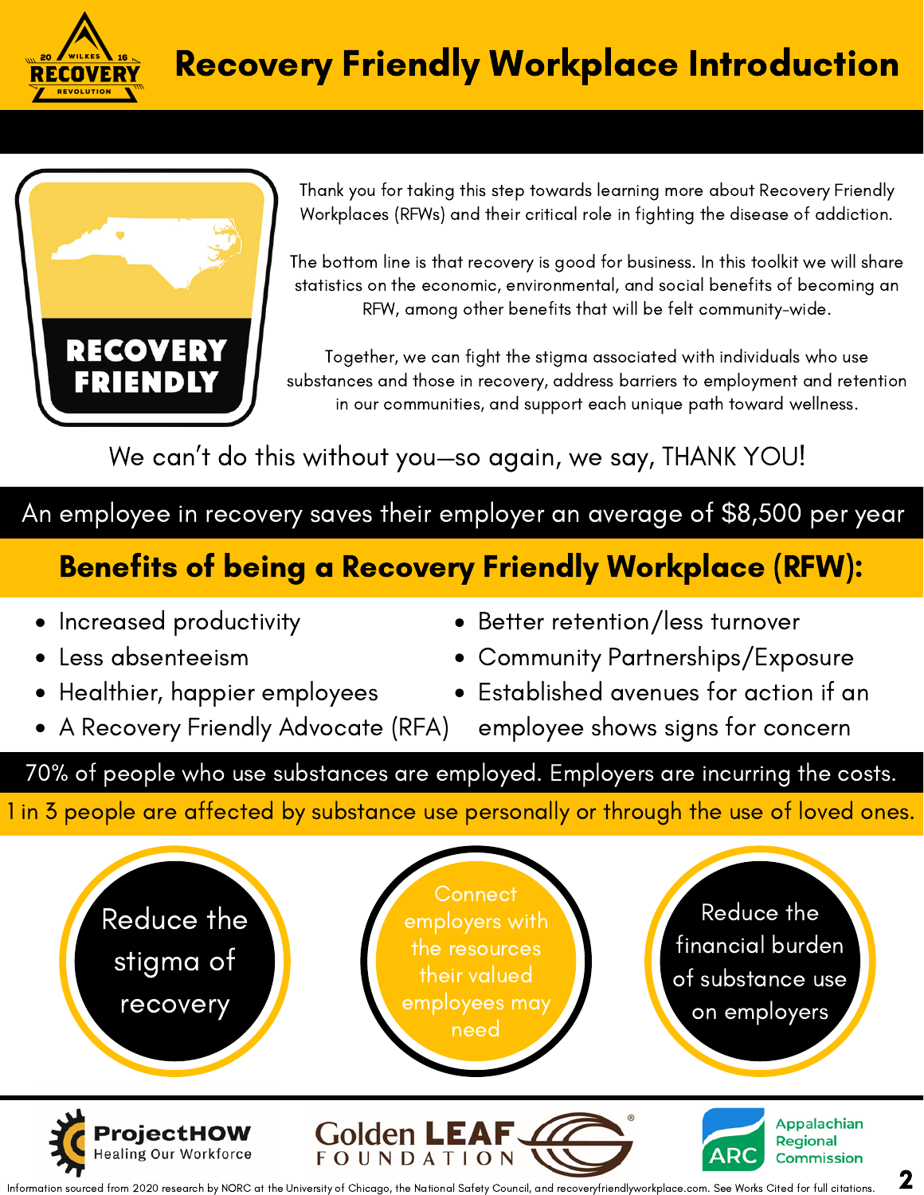# Recovery Friendly Workplace Introduction

RECOVERY FRIENDLY

Thank you for taking this step towards learning more about Recovery Friendly Workplaces (RFWs) and their critical role in fighting the disease of addiction.

The bottom line is that recovery is good for business. In this toolkit we will share statistics on the economic, environmental, and social benefits of becoming an RFW, among other benefits that will be felt community-wide.

Together, we can fight the stigma associated with individuals who use substances and those in recovery, address barriers to employment and retention in our communities, and support each unique path toward wellness.

We can't do this without you—so again, we say, THANK YOU!

An employee in recovery saves their employer an average of $8,500 per year

## Benefits of being a Recovery Friendly Workplace (RFW):

- Increased productivity
- Less absenteeism
- Healthier, happier employees
- A Recovery Friendly Advocate (RFA)
- Better retention/less turnover
- Community Partnerships/Exposure
- Established avenues for action if an employee shows signs for concern

70% of people who use substances are employed. Employers are incurring the costs.

1 in 3 people are affected by substance use personally or through the use of loved ones.

- Reduce the stigma of recovery
- Connect employers with the resources their valued employees may need
- Reduce the financial burden of substance use on employers

ProjectHOW Healing Our Workforce | Golden LEAF Foundation | ARC Appalachian Regional Commission

Information sourced from 2020 research by NORC at the University of Chicago, the National Safety Council, and recoveryfriendlyworkplace.com. See Works Cited for full citations.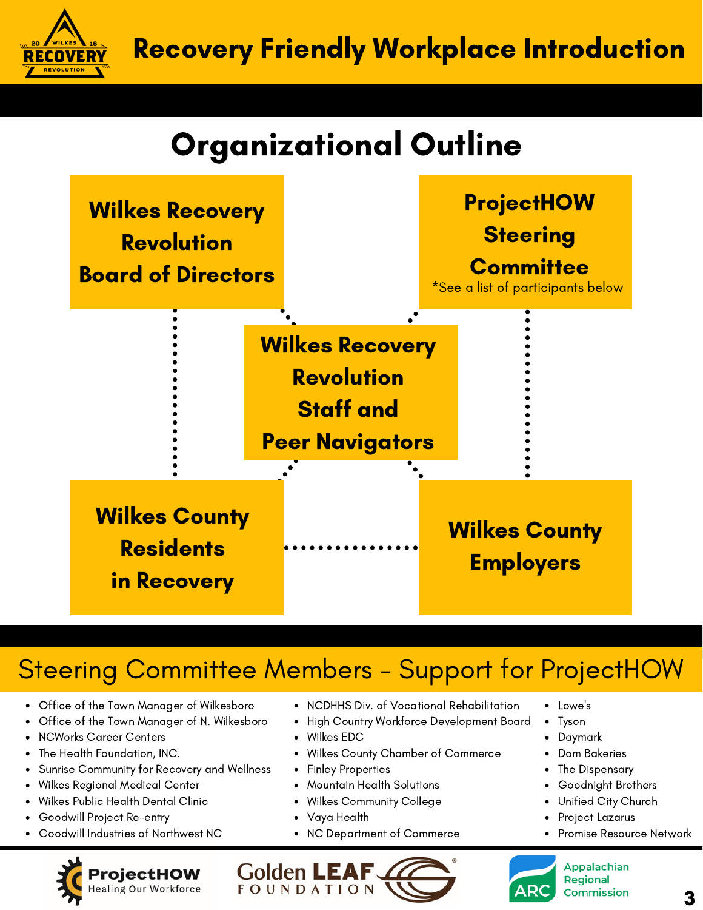# Recovery Friendly Workplace Introduction

## Organizational Outline

**Wilkes Recovery Revolution Board of Directors**

**ProjectHOW Steering Committee**
*See a list of participants below

**Wilkes Recovery Revolution Staff and Peer Navigators**

**Wilkes County Residents in Recovery**

**Wilkes County Employers**

## Steering Committee Members - Support for ProjectHOW

- Office of the Town Manager of Wilkesboro
- Office of the Town Manager of N. Wilkesboro
- NCWorks Career Centers
- The Health Foundation, INC.
- Sunrise Community for Recovery and Wellness
- Wilkes Regional Medical Center
- Wilkes Public Health Dental Clinic
- Goodwill Project Re-entry
- Goodwill Industries of Northwest NC
- NCDHHS Div. of Vocational Rehabilitation
- High Country Workforce Development Board
- Wilkes EDC
- Wilkes County Chamber of Commerce
- Finley Properties
- Mountain Health Solutions
- Wilkes Community College
- Vaya Health
- NC Department of Commerce
- Lowe's
- Tyson
- Daymark
- Dom Bakeries
- The Dispensary
- Goodnight Brothers
- Unified City Church
- Project Lazarus
- Promise Resource Network

ProjectHOW Healing Our Workforce | Golden LEAF Foundation | Appalachian Regional Commission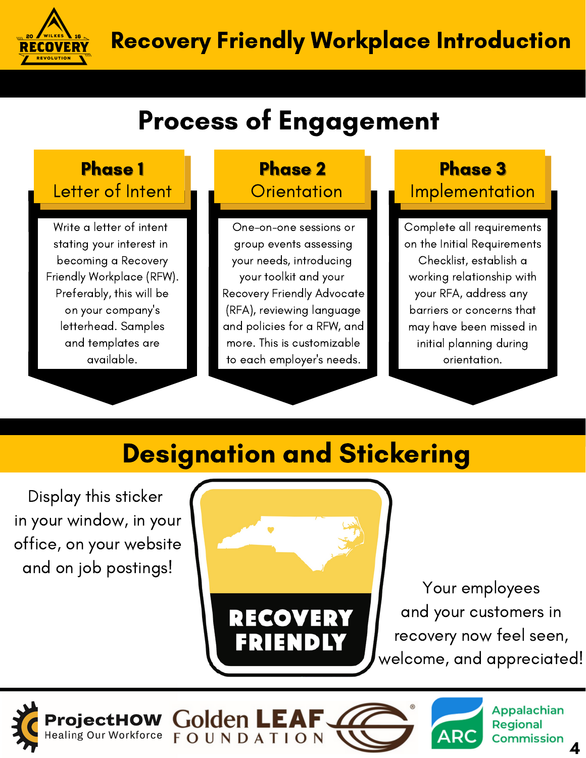# Recovery Friendly Workplace Introduction

## Process of Engagement

### Phase 1
**Letter of Intent**

Write a letter of intent stating your interest in becoming a Recovery Friendly Workplace (RFW). Preferably, this will be on your company's letterhead. Samples and templates are available.

### Phase 2
**Orientation**

One-on-one sessions or group events assessing your needs, introducing your toolkit and your Recovery Friendly Advocate (RFA), reviewing language and policies for a RFW, and more. This is customizable to each employer's needs.

### Phase 3
**Implementation**

Complete all requirements on the Initial Requirements Checklist, establish a working relationship with your RFA, address any barriers or concerns that may have been missed in initial planning during orientation.

## Designation and Stickering

Display this sticker in your window, in your office, on your website and on job postings!

RECOVERY FRIENDLY

Your employees and your customers in recovery now feel seen, welcome, and appreciated!

ProjectHOW Healing Our Workforce | Golden LEAF Foundation | ARC Appalachian Regional Commission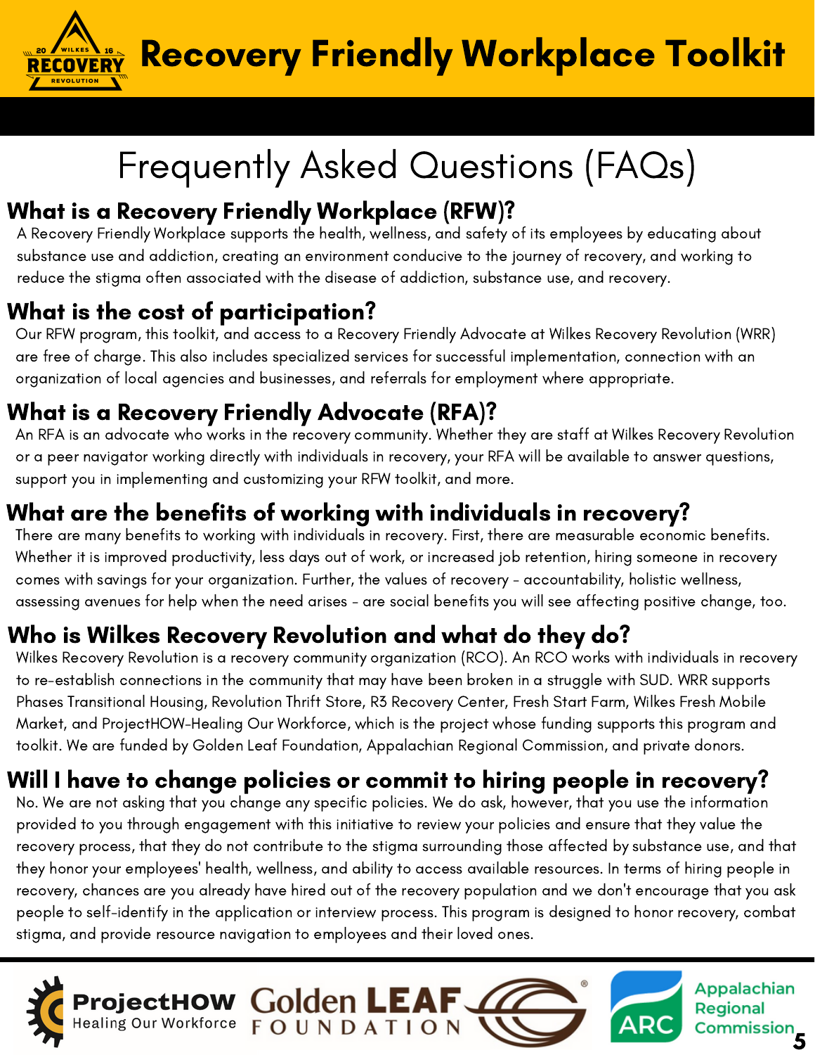# Recovery Friendly Workplace Toolkit

## Frequently Asked Questions (FAQs)

### What is a Recovery Friendly Workplace (RFW)?

A Recovery Friendly Workplace supports the health, wellness, and safety of its employees by educating about substance use and addiction, creating an environment conducive to the journey of recovery, and working to reduce the stigma often associated with the disease of addiction, substance use, and recovery.

### What is the cost of participation?

Our RFW program, this toolkit, and access to a Recovery Friendly Advocate at Wilkes Recovery Revolution (WRR) are free of charge. This also includes specialized services for successful implementation, connection with an organization of local agencies and businesses, and referrals for employment where appropriate.

### What is a Recovery Friendly Advocate (RFA)?

An RFA is an advocate who works in the recovery community. Whether they are staff at Wilkes Recovery Revolution or a peer navigator working directly with individuals in recovery, your RFA will be available to answer questions, support you in implementing and customizing your RFW toolkit, and more.

### What are the benefits of working with individuals in recovery?

There are many benefits to working with individuals in recovery. First, there are measurable economic benefits. Whether it is improved productivity, less days out of work, or increased job retention, hiring someone in recovery comes with savings for your organization. Further, the values of recovery - accountability, holistic wellness, assessing avenues for help when the need arises - are social benefits you will see affecting positive change, too.

### Who is Wilkes Recovery Revolution and what do they do?

Wilkes Recovery Revolution is a recovery community organization (RCO). An RCO works with individuals in recovery to re-establish connections in the community that may have been broken in a struggle with SUD. WRR supports Phases Transitional Housing, Revolution Thrift Store, R3 Recovery Center, Fresh Start Farm, Wilkes Fresh Mobile Market, and ProjectHOW-Healing Our Workforce, which is the project whose funding supports this program and toolkit. We are funded by Golden Leaf Foundation, Appalachian Regional Commission, and private donors.

### Will I have to change policies or commit to hiring people in recovery?

No. We are not asking that you change any specific policies. We do ask, however, that you use the information provided to you through engagement with this initiative to review your policies and ensure that they value the recovery process, that they do not contribute to the stigma surrounding those affected by substance use, and that they honor your employees' health, wellness, and ability to access available resources. In terms of hiring people in recovery, chances are you already have hired out of the recovery population and we don't encourage that you ask people to self-identify in the application or interview process. This program is designed to honor recovery, combat stigma, and provide resource navigation to employees and their loved ones.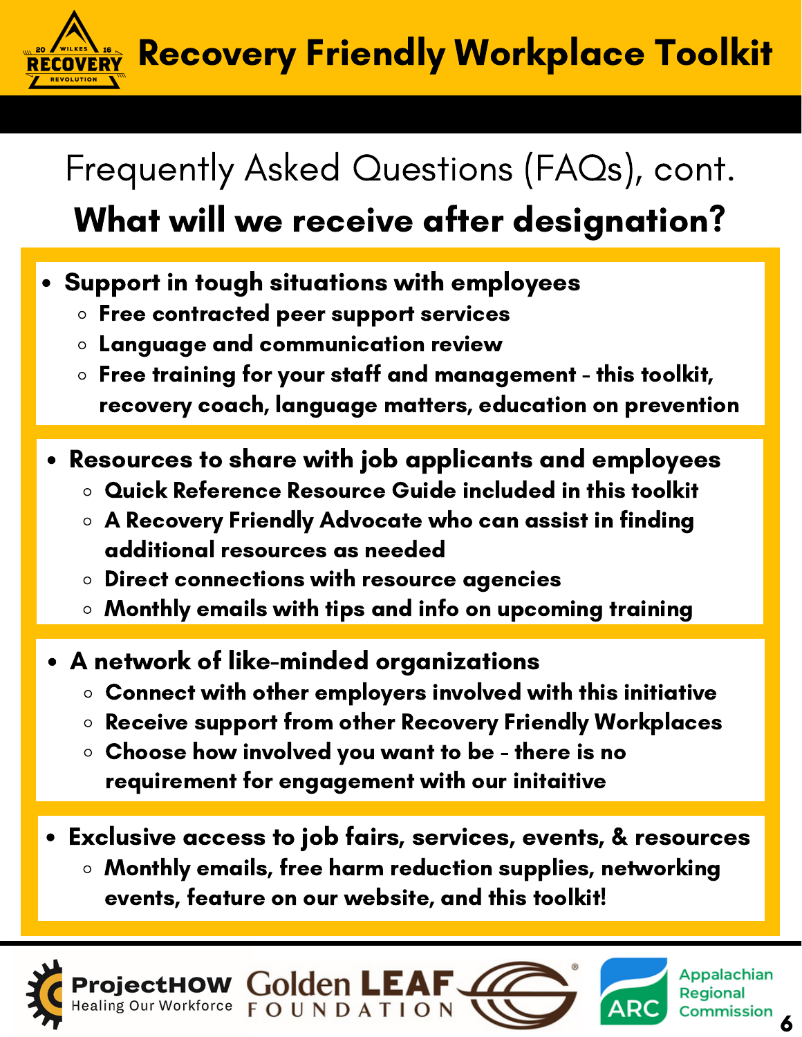# Recovery Friendly Workplace Toolkit

## Frequently Asked Questions (FAQs), cont.

## What will we receive after designation?

- **Support in tough situations with employees**
  - **Free contracted peer support services**
  - **Language and communication review**
  - **Free training for your staff and management - this toolkit, recovery coach, language matters, education on prevention**

- **Resources to share with job applicants and employees**
  - **Quick Reference Resource Guide included in this toolkit**
  - **A Recovery Friendly Advocate who can assist in finding additional resources as needed**
  - **Direct connections with resource agencies**
  - **Monthly emails with tips and info on upcoming training**

- **A network of like-minded organizations**
  - **Connect with other employers involved with this initiative**
  - **Receive support from other Recovery Friendly Workplaces**
  - **Choose how involved you want to be - there is no requirement for engagement with our initaitive**

- **Exclusive access to job fairs, services, events, & resources**
  - **Monthly emails, free harm reduction supplies, networking events, feature on our website, and this toolkit!**

ProjectHOW Healing Our Workforce | Golden LEAF Foundation | ARC Appalachian Regional Commission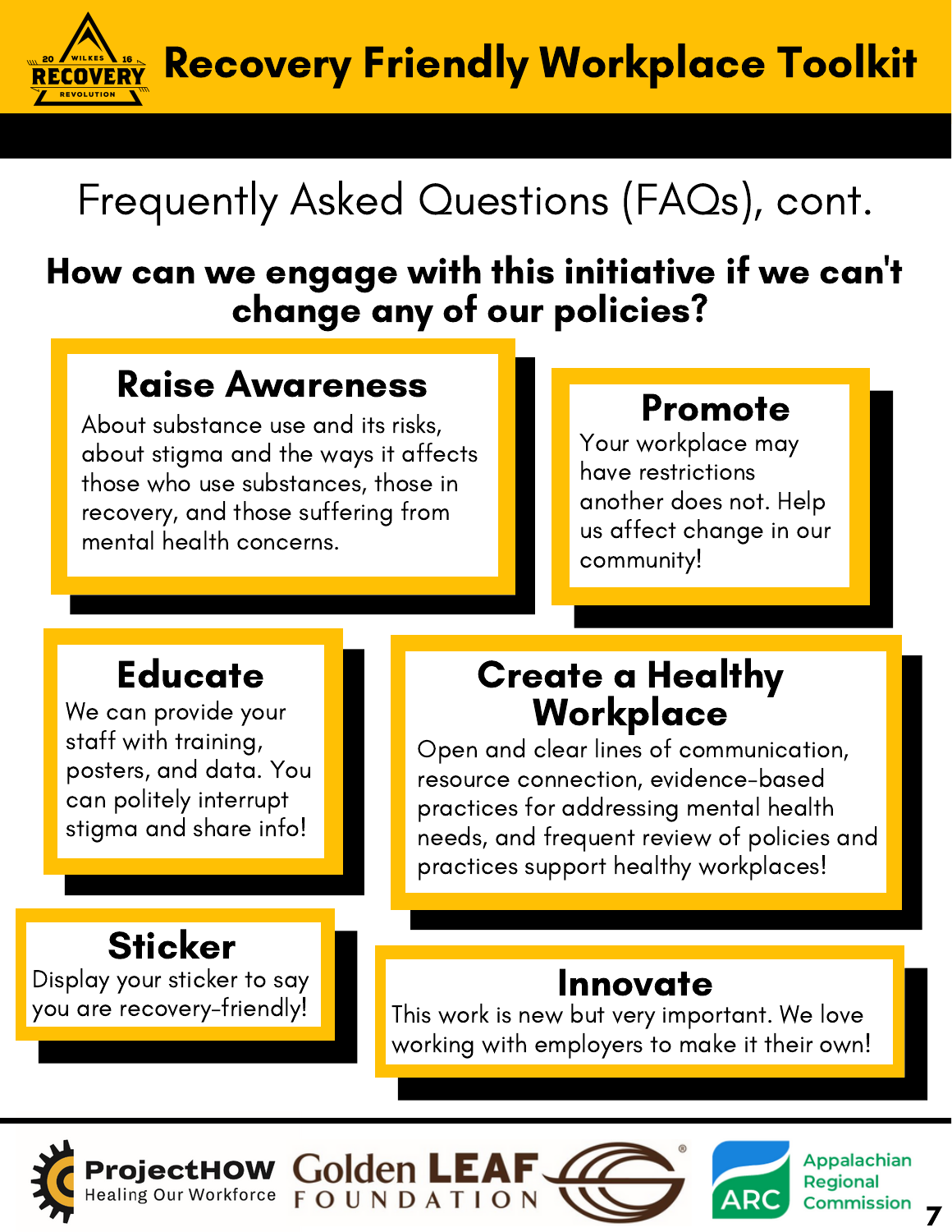# Recovery Friendly Workplace Toolkit

## Frequently Asked Questions (FAQs), cont.

### How can we engage with this initiative if we can't change any of our policies?

#### Raise Awareness

About substance use and its risks, about stigma and the ways it affects those who use substances, those in recovery, and those suffering from mental health concerns.

#### Promote

Your workplace may have restrictions another does not. Help us affect change in our community!

#### Educate

We can provide your staff with training, posters, and data. You can politely interrupt stigma and share info!

#### Create a Healthy Workplace

Open and clear lines of communication, resource connection, evidence-based practices for addressing mental health needs, and frequent review of policies and practices support healthy workplaces!

#### Sticker

Display your sticker to say you are recovery-friendly!

#### Innovate

This work is new but very important. We love working with employers to make it their own!

ProjectHOW Healing Our Workforce | Golden LEAF Foundation | ARC Appalachian Regional Commission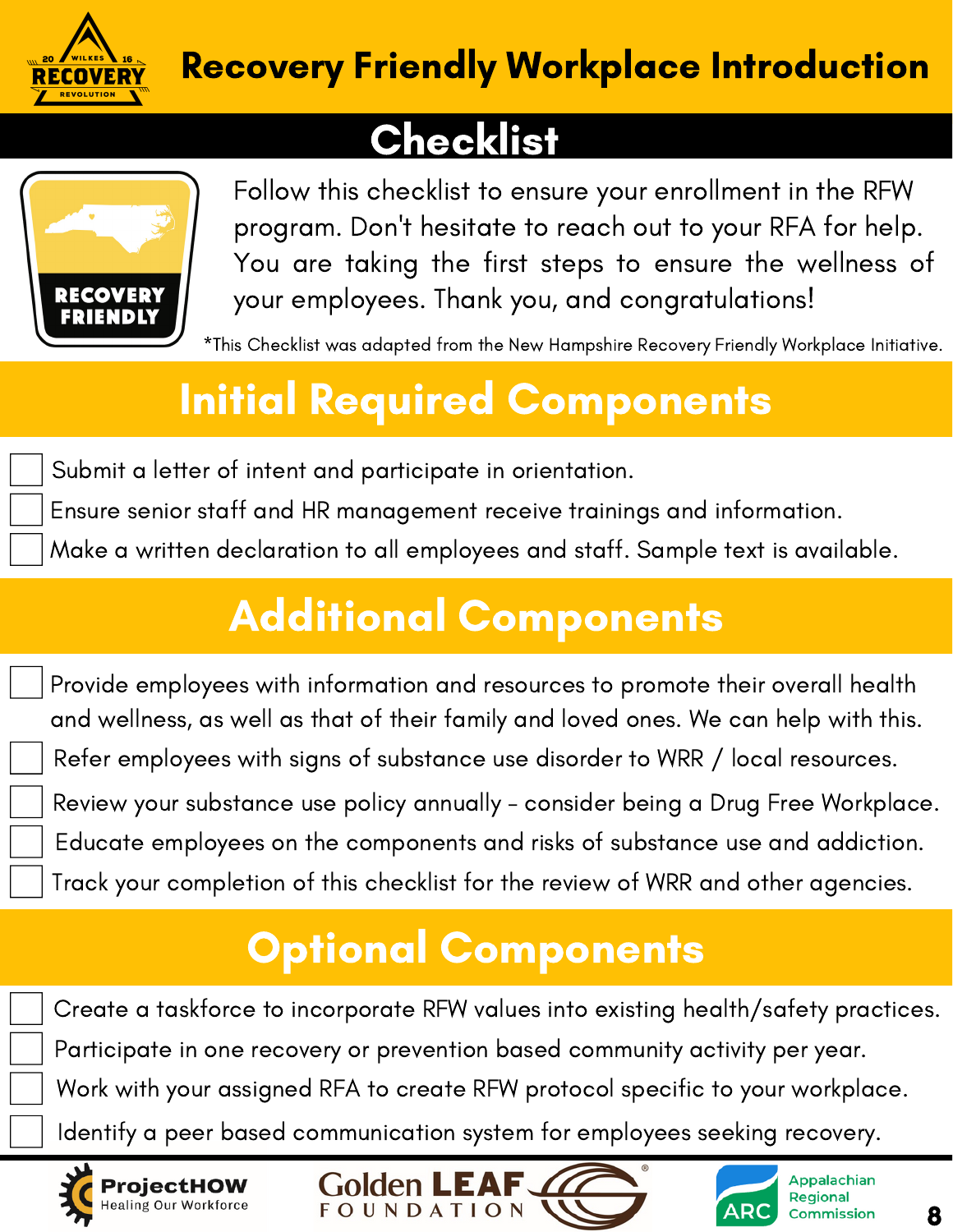# Recovery Friendly Workplace Introduction

## Checklist

Follow this checklist to ensure your enrollment in the RFW program. Don't hesitate to reach out to your RFA for help. You are taking the first steps to ensure the wellness of your employees. Thank you, and congratulations!

*This Checklist was adapted from the New Hampshire Recovery Friendly Workplace Initiative.

## Initial Required Components

- [ ] Submit a letter of intent and participate in orientation.
- [ ] Ensure senior staff and HR management receive trainings and information.
- [ ] Make a written declaration to all employees and staff. Sample text is available.

## Additional Components

- [ ] Provide employees with information and resources to promote their overall health and wellness, as well as that of their family and loved ones. We can help with this.
- [ ] Refer employees with signs of substance use disorder to WRR / local resources.
- [ ] Review your substance use policy annually - consider being a Drug Free Workplace.
- [ ] Educate employees on the components and risks of substance use and addiction.
- [ ] Track your completion of this checklist for the review of WRR and other agencies.

## Optional Components

- [ ] Create a taskforce to incorporate RFW values into existing health/safety practices.
- [ ] Participate in one recovery or prevention based community activity per year.
- [ ] Work with your assigned RFA to create RFW protocol specific to your workplace.
- [ ] Identify a peer based communication system for employees seeking recovery.

ProjectHOW Healing Our Workforce | Golden LEAF Foundation | ARC Appalachian Regional Commission